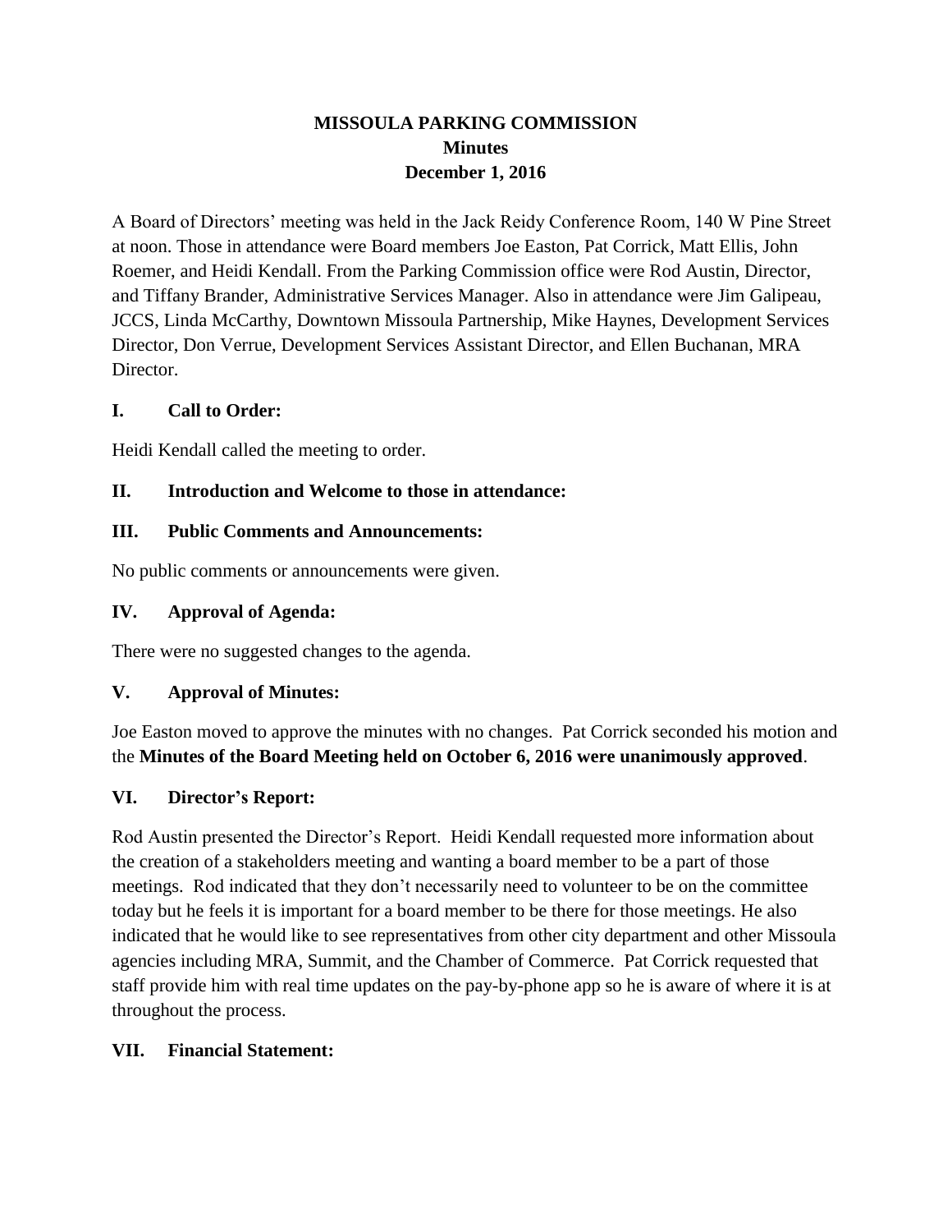# MISSOULA PARKING COMMISSION
## Minutes
## December 1, 2016

A Board of Directors' meeting was held in the Jack Reidy Conference Room, 140 W Pine Street at noon. Those in attendance were Board members Joe Easton, Pat Corrick, Matt Ellis, John Roemer, and Heidi Kendall. From the Parking Commission office were Rod Austin, Director, and Tiffany Brander, Administrative Services Manager. Also in attendance were Jim Galipeau, JCCS, Linda McCarthy, Downtown Missoula Partnership, Mike Haynes, Development Services Director, Don Verrue, Development Services Assistant Director, and Ellen Buchanan, MRA Director.

### I. Call to Order:

Heidi Kendall called the meeting to order.

### II. Introduction and Welcome to those in attendance:

### III. Public Comments and Announcements:

No public comments or announcements were given.

### IV. Approval of Agenda:

There were no suggested changes to the agenda.

### V. Approval of Minutes:

Joe Easton moved to approve the minutes with no changes. Pat Corrick seconded his motion and the **Minutes of the Board Meeting held on October 6, 2016 were unanimously approved**.

### VI. Director's Report:

Rod Austin presented the Director's Report. Heidi Kendall requested more information about the creation of a stakeholders meeting and wanting a board member to be a part of those meetings. Rod indicated that they don't necessarily need to volunteer to be on the committee today but he feels it is important for a board member to be there for those meetings. He also indicated that he would like to see representatives from other city department and other Missoula agencies including MRA, Summit, and the Chamber of Commerce. Pat Corrick requested that staff provide him with real time updates on the pay-by-phone app so he is aware of where it is at throughout the process.

### VII. Financial Statement: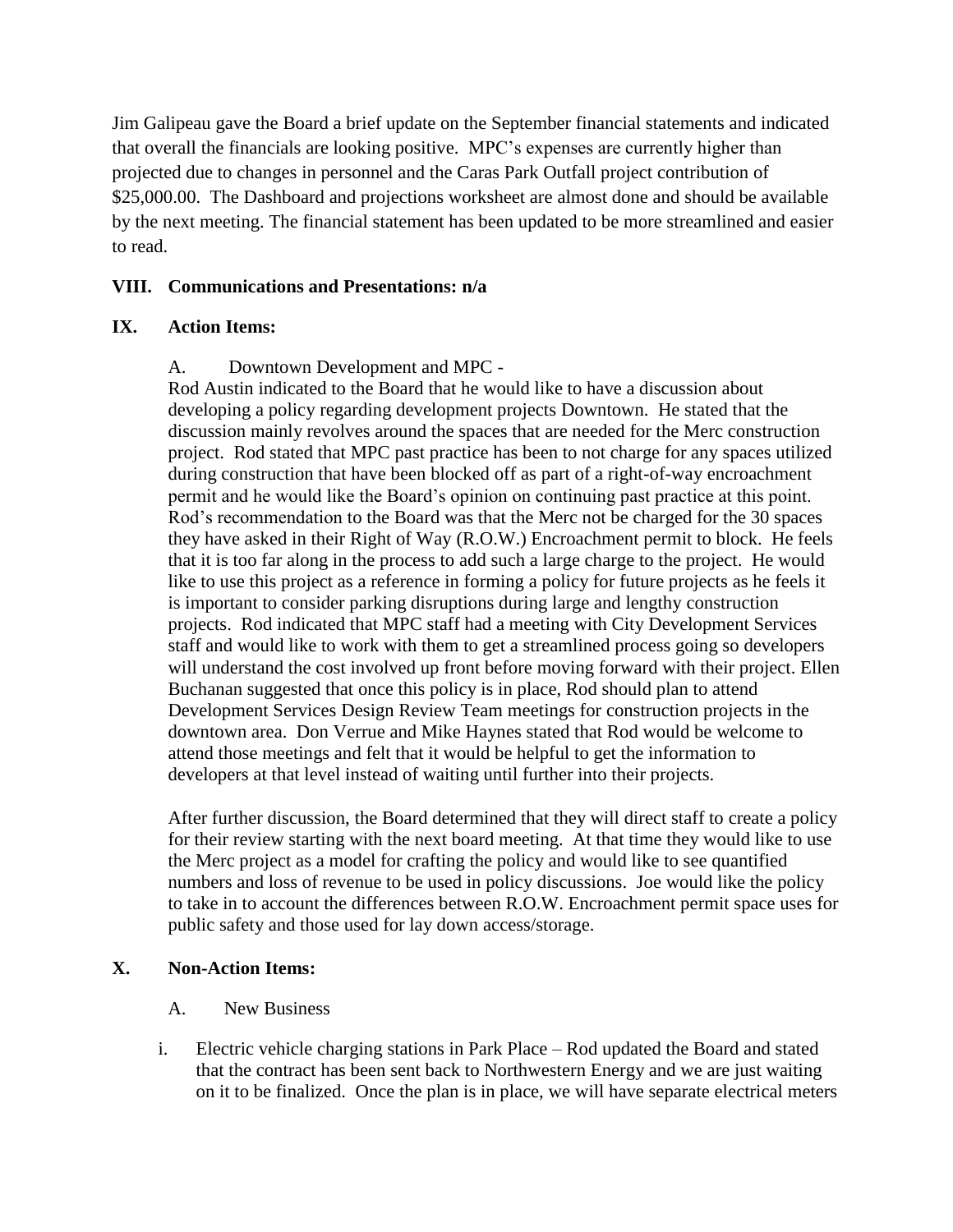Jim Galipeau gave the Board a brief update on the September financial statements and indicated that overall the financials are looking positive. MPC's expenses are currently higher than projected due to changes in personnel and the Caras Park Outfall project contribution of $25,000.00. The Dashboard and projections worksheet are almost done and should be available by the next meeting. The financial statement has been updated to be more streamlined and easier to read.

## VIII. Communications and Presentations: n/a

## IX. Action Items:

A. Downtown Development and MPC -

Rod Austin indicated to the Board that he would like to have a discussion about developing a policy regarding development projects Downtown. He stated that the discussion mainly revolves around the spaces that are needed for the Merc construction project. Rod stated that MPC past practice has been to not charge for any spaces utilized during construction that have been blocked off as part of a right-of-way encroachment permit and he would like the Board's opinion on continuing past practice at this point. Rod's recommendation to the Board was that the Merc not be charged for the 30 spaces they have asked in their Right of Way (R.O.W.) Encroachment permit to block. He feels that it is too far along in the process to add such a large charge to the project. He would like to use this project as a reference in forming a policy for future projects as he feels it is important to consider parking disruptions during large and lengthy construction projects. Rod indicated that MPC staff had a meeting with City Development Services staff and would like to work with them to get a streamlined process going so developers will understand the cost involved up front before moving forward with their project. Ellen Buchanan suggested that once this policy is in place, Rod should plan to attend Development Services Design Review Team meetings for construction projects in the downtown area. Don Verrue and Mike Haynes stated that Rod would be welcome to attend those meetings and felt that it would be helpful to get the information to developers at that level instead of waiting until further into their projects.

After further discussion, the Board determined that they will direct staff to create a policy for their review starting with the next board meeting. At that time they would like to use the Merc project as a model for crafting the policy and would like to see quantified numbers and loss of revenue to be used in policy discussions. Joe would like the policy to take in to account the differences between R.O.W. Encroachment permit space uses for public safety and those used for lay down access/storage.

## X. Non-Action Items:

A. New Business

i. Electric vehicle charging stations in Park Place – Rod updated the Board and stated that the contract has been sent back to Northwestern Energy and we are just waiting on it to be finalized. Once the plan is in place, we will have separate electrical meters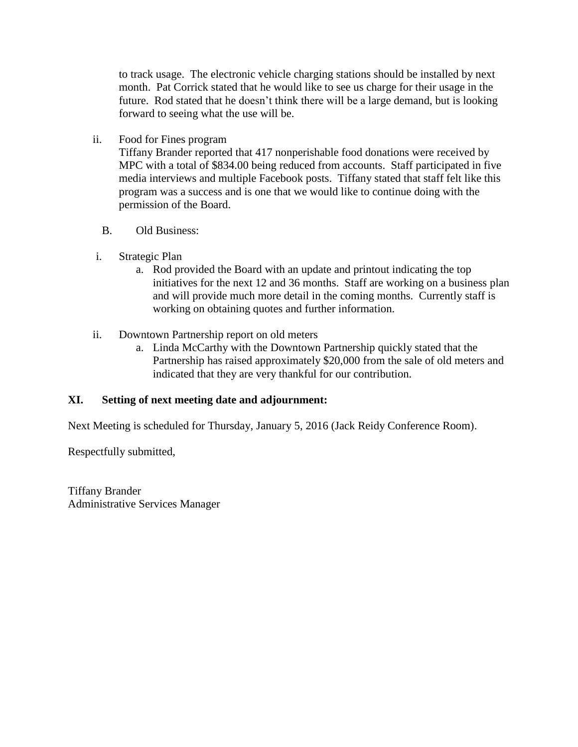to track usage. The electronic vehicle charging stations should be installed by next month. Pat Corrick stated that he would like to see us charge for their usage in the future. Rod stated that he doesn't think there will be a large demand, but is looking forward to seeing what the use will be.

ii. Food for Fines program
Tiffany Brander reported that 417 nonperishable food donations were received by MPC with a total of $834.00 being reduced from accounts. Staff participated in five media interviews and multiple Facebook posts. Tiffany stated that staff felt like this program was a success and is one that we would like to continue doing with the permission of the Board.

B. Old Business:

i. Strategic Plan
   a. Rod provided the Board with an update and printout indicating the top initiatives for the next 12 and 36 months. Staff are working on a business plan and will provide much more detail in the coming months. Currently staff is working on obtaining quotes and further information.

ii. Downtown Partnership report on old meters
   a. Linda McCarthy with the Downtown Partnership quickly stated that the Partnership has raised approximately $20,000 from the sale of old meters and indicated that they are very thankful for our contribution.

**XI. Setting of next meeting date and adjournment:**

Next Meeting is scheduled for Thursday, January 5, 2016 (Jack Reidy Conference Room).

Respectfully submitted,

Tiffany Brander
Administrative Services Manager